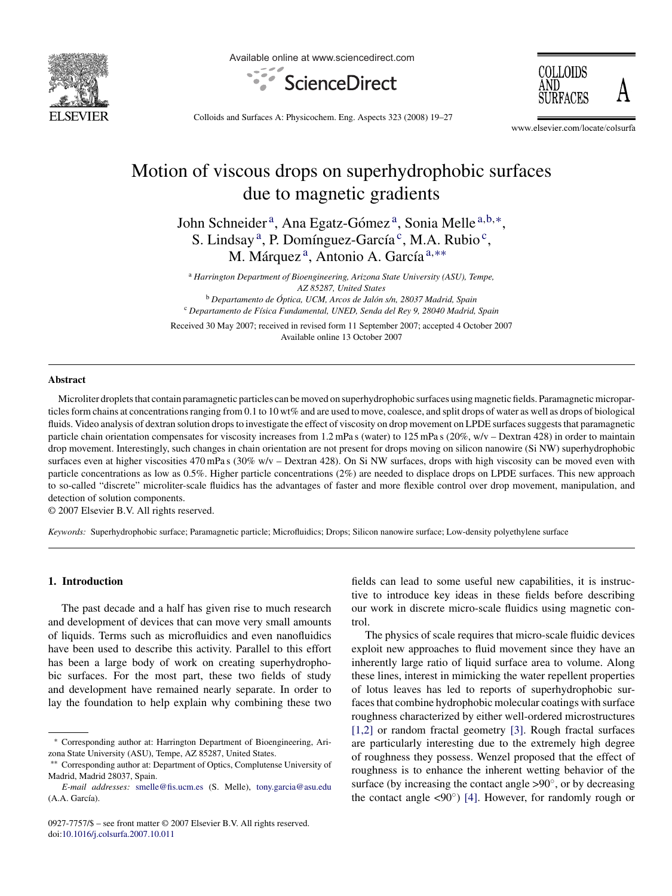# Motion of viscous drops on superhydrophobic surfaces due to magnetic gradients

John Schneider [a], Ana Egatz-Gómez [a], Sonia Melle [a,b,*], S. Lindsay [a], P. Domínguez-García [c], M.A. Rubio [c], M. Márquez [a], Antonio A. García [a,**]

[a] *Harrington Department of Bioengineering, Arizona State University (ASU), Tempe, AZ 85287, United States*
[b] *Departamento de Óptica, UCM, Arcos de Jalón s/n, 28037 Madrid, Spain*
[c] *Departamento de Física Fundamental, UNED, Senda del Rey 9, 28040 Madrid, Spain*

Received 30 May 2007; received in revised form 11 September 2007; accepted 4 October 2007
Available online 13 October 2007

## Abstract

Microliter droplets that contain paramagnetic particles can be moved on superhydrophobic surfaces using magnetic fields. Paramagnetic microparticles form chains at concentrations ranging from 0.1 to 10 wt% and are used to move, coalesce, and split drops of water as well as drops of biological fluids. Video analysis of dextran solution drops to investigate the effect of viscosity on drop movement on LPDE surfaces suggests that paramagnetic particle chain orientation compensates for viscosity increases from 1.2 mPa s (water) to 125 mPa s (20%, w/v – Dextran 428) in order to maintain drop movement. Interestingly, such changes in chain orientation are not present for drops moving on silicon nanowire (Si NW) superhydrophobic surfaces even at higher viscosities 470 mPa s (30% w/v – Dextran 428). On Si NW surfaces, drops with high viscosity can be moved even with particle concentrations as low as 0.5%. Higher particle concentrations (2%) are needed to displace drops on LPDE surfaces. This new approach to so-called "discrete" microliter-scale fluidics has the advantages of faster and more flexible control over drop movement, manipulation, and detection of solution components.

© 2007 Elsevier B.V. All rights reserved.

*Keywords:* Superhydrophobic surface; Paramagnetic particle; Microfluidics; Drops; Silicon nanowire surface; Low-density polyethylene surface

## 1. Introduction

The past decade and a half has given rise to much research and development of devices that can move very small amounts of liquids. Terms such as microfluidics and even nanofluidics have been used to describe this activity. Parallel to this effort has been a large body of work on creating superhydrophobic surfaces. For the most part, these two fields of study and development have remained nearly separate. In order to lay the foundation to help explain why combining these two fields can lead to some useful new capabilities, it is instructive to introduce key ideas in these fields before describing our work in discrete micro-scale fluidics using magnetic control.

The physics of scale requires that micro-scale fluidic devices exploit new approaches to fluid movement since they have an inherently large ratio of liquid surface area to volume. Along these lines, interest in mimicking the water repellent properties of lotus leaves has led to reports of superhydrophobic surfaces that combine hydrophobic molecular coatings with surface roughness characterized by either well-ordered microstructures [1,2] or random fractal geometry [3]. Rough fractal surfaces are particularly interesting due to the extremely high degree of roughness they possess. Wenzel proposed that the effect of roughness is to enhance the inherent wetting behavior of the surface (by increasing the contact angle >90°, or by decreasing the contact angle <90°) [4]. However, for randomly rough or

\* Corresponding author at: Harrington Department of Bioengineering, Arizona State University (ASU), Tempe, AZ 85287, United States.
\*\* Corresponding author at: Department of Optics, Complutense University of Madrid, Madrid 28037, Spain.
*E-mail addresses:* smelle@fis.ucm.es (S. Melle), tony.garcia@asu.edu (A.A. García).

0927-7757/$ – see front matter © 2007 Elsevier B.V. All rights reserved.
doi:10.1016/j.colsurfa.2007.10.011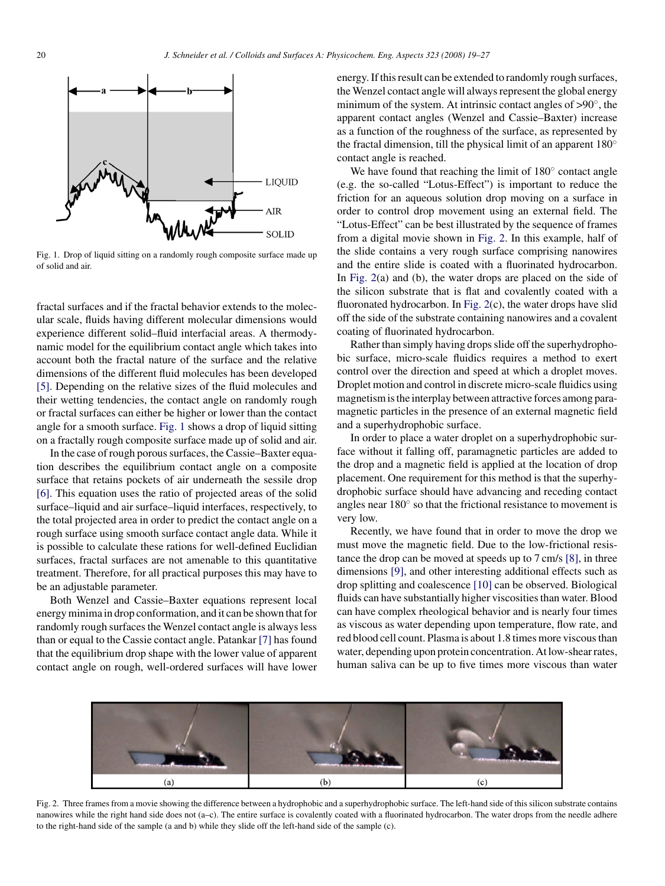LIQUID

AIR

SOLID

a

b

c

Fig. 1. Drop of liquid sitting on a randomly rough composite surface made up of solid and air.

fractal surfaces and if the fractal behavior extends to the molecular scale, fluids having different molecular dimensions would experience different solid–fluid interfacial areas. A thermodynamic model for the equilibrium contact angle which takes into account both the fractal nature of the surface and the relative dimensions of the different fluid molecules has been developed [5]. Depending on the relative sizes of the fluid molecules and their wetting tendencies, the contact angle on randomly rough or fractal surfaces can either be higher or lower than the contact angle for a smooth surface. Fig. 1 shows a drop of liquid sitting on a fractally rough composite surface made up of solid and air.

In the case of rough porous surfaces, the Cassie–Baxter equation describes the equilibrium contact angle on a composite surface that retains pockets of air underneath the sessile drop [6]. This equation uses the ratio of projected areas of the solid surface–liquid and air surface–liquid interfaces, respectively, to the total projected area in order to predict the contact angle on a rough surface using smooth surface contact angle data. While it is possible to calculate these rations for well-defined Euclidian surfaces, fractal surfaces are not amenable to this quantitative treatment. Therefore, for all practical purposes this may have to be an adjustable parameter.

Both Wenzel and Cassie–Baxter equations represent local energy minima in drop conformation, and it can be shown that for randomly rough surfaces the Wenzel contact angle is always less than or equal to the Cassie contact angle. Patankar [7] has found that the equilibrium drop shape with the lower value of apparent contact angle on rough, well-ordered surfaces will have lower energy. If this result can be extended to randomly rough surfaces, the Wenzel contact angle will always represent the global energy minimum of the system. At intrinsic contact angles of >90°, the apparent contact angles (Wenzel and Cassie–Baxter) increase as a function of the roughness of the surface, as represented by the fractal dimension, till the physical limit of an apparent 180° contact angle is reached.

We have found that reaching the limit of 180° contact angle (e.g. the so-called "Lotus-Effect") is important to reduce the friction for an aqueous solution drop moving on a surface in order to control drop movement using an external field. The "Lotus-Effect" can be best illustrated by the sequence of frames from a digital movie shown in Fig. 2. In this example, half of the slide contains a very rough surface comprising nanowires and the entire slide is coated with a fluorinated hydrocarbon. In Fig. 2(a) and (b), the water drops are placed on the side of the silicon substrate that is flat and covalently coated with a fluoronated hydrocarbon. In Fig. 2(c), the water drops have slid off the side of the substrate containing nanowires and a covalent coating of fluorinated hydrocarbon.

Rather than simply having drops slide off the superhydrophobic surface, micro-scale fluidics requires a method to exert control over the direction and speed at which a droplet moves. Droplet motion and control in discrete micro-scale fluidics using magnetism is the interplay between attractive forces among paramagnetic particles in the presence of an external magnetic field and a superhydrophobic surface.

In order to place a water droplet on a superhydrophobic surface without it falling off, paramagnetic particles are added to the drop and a magnetic field is applied at the location of drop placement. One requirement for this method is that the superhydrophobic surface should have advancing and receding contact angles near 180° so that the frictional resistance to movement is very low.

Recently, we have found that in order to move the drop we must move the magnetic field. Due to the low-frictional resistance the drop can be moved at speeds up to 7 cm/s [8], in three dimensions [9], and other interesting additional effects such as drop splitting and coalescence [10] can be observed. Biological fluids can have substantially higher viscosities than water. Blood can have complex rheological behavior and is nearly four times as viscous as water depending upon temperature, flow rate, and red blood cell count. Plasma is about 1.8 times more viscous than water, depending upon protein concentration. At low-shear rates, human saliva can be up to five times more viscous than water

(a)

(b)

(c)

Fig. 2. Three frames from a movie showing the difference between a hydrophobic and a superhydrophobic surface. The left-hand side of this silicon substrate contains nanowires while the right hand side does not (a–c). The entire surface is covalently coated with a fluorinated hydrocarbon. The water drops from the needle adhere to the right-hand side of the sample (a and b) while they slide off the left-hand side of the sample (c).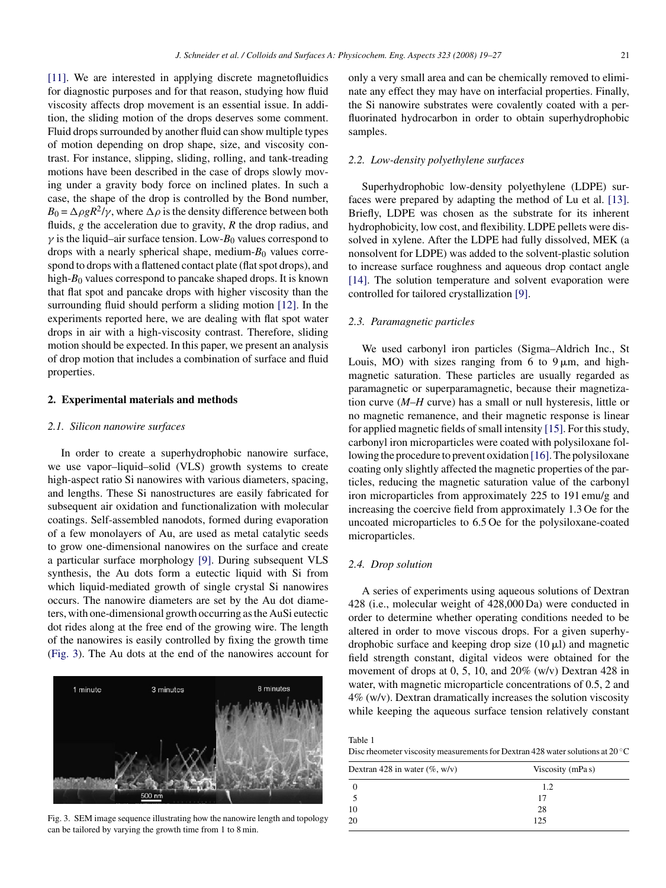[11]. We are interested in applying discrete magnetofluidics for diagnostic purposes and for that reason, studying how fluid viscosity affects drop movement is an essential issue. In addition, the sliding motion of the drops deserves some comment. Fluid drops surrounded by another fluid can show multiple types of motion depending on drop shape, size, and viscosity contrast. For instance, slipping, sliding, rolling, and tank-treading motions have been described in the case of drops slowly moving under a gravity body force on inclined plates. In such a case, the shape of the drop is controlled by the Bond number, $B_0 = \Delta\rho g R^2/\gamma$, where $\Delta\rho$ is the density difference between both fluids, $g$ the acceleration due to gravity, $R$ the drop radius, and $\gamma$ is the liquid–air surface tension. Low-$B_0$ values correspond to drops with a nearly spherical shape, medium-$B_0$ values correspond to drops with a flattened contact plate (flat spot drops), and high-$B_0$ values correspond to pancake shaped drops. It is known that flat spot and pancake drops with higher viscosity than the surrounding fluid should perform a sliding motion [12]. In the experiments reported here, we are dealing with flat spot water drops in air with a high-viscosity contrast. Therefore, sliding motion should be expected. In this paper, we present an analysis of drop motion that includes a combination of surface and fluid properties.

## 2. Experimental materials and methods

### 2.1. Silicon nanowire surfaces

In order to create a superhydrophobic nanowire surface, we use vapor–liquid–solid (VLS) growth systems to create high-aspect ratio Si nanowires with various diameters, spacing, and lengths. These Si nanostructures are easily fabricated for subsequent air oxidation and functionalization with molecular coatings. Self-assembled nanodots, formed during evaporation of a few monolayers of Au, are used as metal catalytic seeds to grow one-dimensional nanowires on the surface and create a particular surface morphology [9]. During subsequent VLS synthesis, the Au dots form a eutectic liquid with Si from which liquid-mediated growth of single crystal Si nanowires occurs. The nanowire diameters are set by the Au dot diameters, with one-dimensional growth occurring as the AuSi eutectic dot rides along at the free end of the growing wire. The length of the nanowires is easily controlled by fixing the growth time (Fig. 3). The Au dots at the end of the nanowires account for only a very small area and can be chemically removed to eliminate any effect they may have on interfacial properties. Finally, the Si nanowire substrates were covalently coated with a perfluorinated hydrocarbon in order to obtain superhydrophobic samples.

Fig. 3. SEM image sequence illustrating how the nanowire length and topology can be tailored by varying the growth time from 1 to 8 min.

### 2.2. Low-density polyethylene surfaces

Superhydrophobic low-density polyethylene (LDPE) surfaces were prepared by adapting the method of Lu et al. [13]. Briefly, LDPE was chosen as the substrate for its inherent hydrophobicity, low cost, and flexibility. LDPE pellets were dissolved in xylene. After the LDPE had fully dissolved, MEK (a nonsolvent for LDPE) was added to the solvent-plastic solution to increase surface roughness and aqueous drop contact angle [14]. The solution temperature and solvent evaporation were controlled for tailored crystallization [9].

### 2.3. Paramagnetic particles

We used carbonyl iron particles (Sigma–Aldrich Inc., St Louis, MO) with sizes ranging from 6 to 9 μm, and high-magnetic saturation. These particles are usually regarded as paramagnetic or superparamagnetic, because their magnetization curve (*M*–*H* curve) has a small or null hysteresis, little or no magnetic remanence, and their magnetic response is linear for applied magnetic fields of small intensity [15]. For this study, carbonyl iron microparticles were coated with polysiloxane following the procedure to prevent oxidation [16]. The polysiloxane coating only slightly affected the magnetic properties of the particles, reducing the magnetic saturation value of the carbonyl iron microparticles from approximately 225 to 191 emu/g and increasing the coercive field from approximately 1.3 Oe for the uncoated microparticles to 6.5 Oe for the polysiloxane-coated microparticles.

### 2.4. Drop solution

A series of experiments using aqueous solutions of Dextran 428 (i.e., molecular weight of 428,000 Da) were conducted in order to determine whether operating conditions needed to be altered in order to move viscous drops. For a given superhydrophobic surface and keeping drop size (10 μl) and magnetic field strength constant, digital videos were obtained for the movement of drops at 0, 5, 10, and 20% (w/v) Dextran 428 in water, with magnetic microparticle concentrations of 0.5, 2 and 4% (w/v). Dextran dramatically increases the solution viscosity while keeping the aqueous surface tension relatively constant

Table 1
Disc rheometer viscosity measurements for Dextran 428 water solutions at 20 °C

| Dextran 428 in water (%, w/v) | Viscosity (mPa s) |
| --- | --- |
| 0 | 1.2 |
| 5 | 17 |
| 10 | 28 |
| 20 | 125 |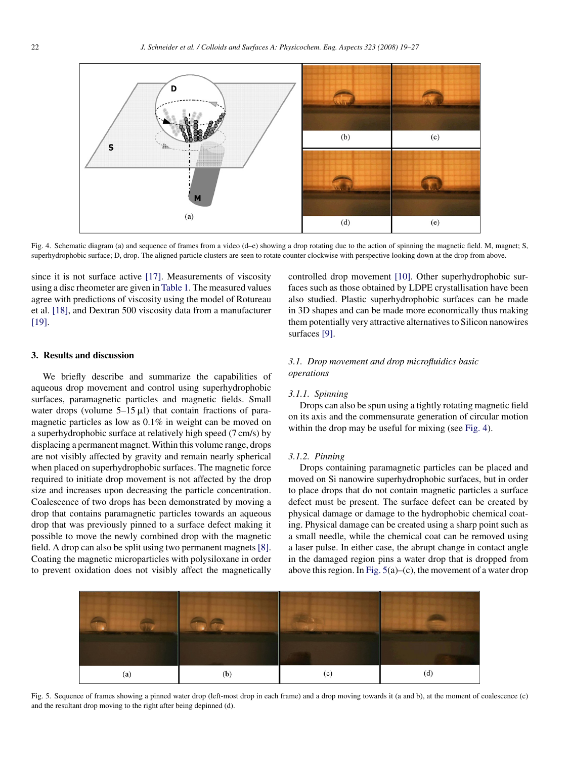Fig. 4. Schematic diagram (a) and sequence of frames from a video (d–e) showing a drop rotating due to the action of spinning the magnetic field. M, magnet; S, superhydrophobic surface; D, drop. The aligned particle clusters are seen to rotate counter clockwise with perspective looking down at the drop from above.

since it is not surface active [17]. Measurements of viscosity using a disc rheometer are given in Table 1. The measured values agree with predictions of viscosity using the model of Rotureau et al. [18], and Dextran 500 viscosity data from a manufacturer [19].

## 3. Results and discussion

We briefly describe and summarize the capabilities of aqueous drop movement and control using superhydrophobic surfaces, paramagnetic particles and magnetic fields. Small water drops (volume 5–15 μl) that contain fractions of paramagnetic particles as low as 0.1% in weight can be moved on a superhydrophobic surface at relatively high speed (7 cm/s) by displacing a permanent magnet. Within this volume range, drops are not visibly affected by gravity and remain nearly spherical when placed on superhydrophobic surfaces. The magnetic force required to initiate drop movement is not affected by the drop size and increases upon decreasing the particle concentration. Coalescence of two drops has been demonstrated by moving a drop that contains paramagnetic particles towards an aqueous drop that was previously pinned to a surface defect making it possible to move the newly combined drop with the magnetic field. A drop can also be split using two permanent magnets [8]. Coating the magnetic microparticles with polysiloxane in order to prevent oxidation does not visibly affect the magnetically controlled drop movement [10]. Other superhydrophobic surfaces such as those obtained by LDPE crystallisation have been also studied. Plastic superhydrophobic surfaces can be made in 3D shapes and can be made more economically thus making them potentially very attractive alternatives to Silicon nanowires surfaces [9].

### 3.1. Drop movement and drop microfluidics basic operations

#### 3.1.1. Spinning

Drops can also be spun using a tightly rotating magnetic field on its axis and the commensurate generation of circular motion within the drop may be useful for mixing (see Fig. 4).

#### 3.1.2. Pinning

Drops containing paramagnetic particles can be placed and moved on Si nanowire superhydrophobic surfaces, but in order to place drops that do not contain magnetic particles a surface defect must be present. The surface defect can be created by physical damage or damage to the hydrophobic chemical coating. Physical damage can be created using a sharp point such as a small needle, while the chemical coat can be removed using a laser pulse. In either case, the abrupt change in contact angle in the damaged region pins a water drop that is dropped from above this region. In Fig. 5(a)–(c), the movement of a water drop

Fig. 5. Sequence of frames showing a pinned water drop (left-most drop in each frame) and a drop moving towards it (a and b), at the moment of coalescence (c) and the resultant drop moving to the right after being depinned (d).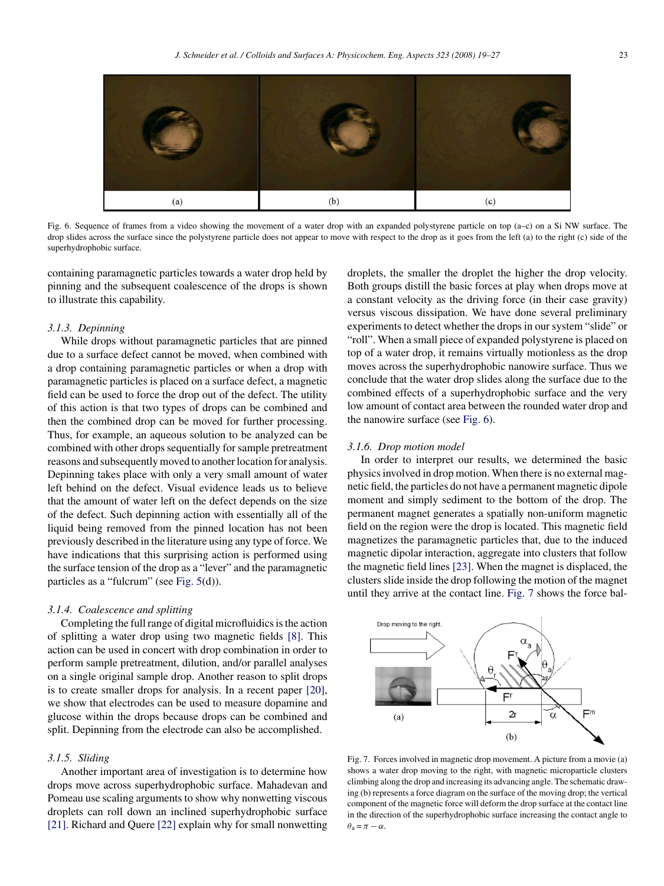Fig. 6. Sequence of frames from a video showing the movement of a water drop with an expanded polystyrene particle on top (a–c) on a Si NW surface. The drop slides across the surface since the polystyrene particle does not appear to move with respect to the drop as it goes from the left (a) to the right (c) side of the superhydrophobic surface.

containing paramagnetic particles towards a water drop held by pinning and the subsequent coalescence of the drops is shown to illustrate this capability.

### 3.1.3. Depinning

While drops without paramagnetic particles that are pinned due to a surface defect cannot be moved, when combined with a drop containing paramagnetic particles or when a drop with paramagnetic particles is placed on a surface defect, a magnetic field can be used to force the drop out of the defect. The utility of this action is that two types of drops can be combined and then the combined drop can be moved for further processing. Thus, for example, an aqueous solution to be analyzed can be combined with other drops sequentially for sample pretreatment reasons and subsequently moved to another location for analysis. Depinning takes place with only a very small amount of water left behind on the defect. Visual evidence leads us to believe that the amount of water left on the defect depends on the size of the defect. Such depinning action with essentially all of the liquid being removed from the pinned location has not been previously described in the literature using any type of force. We have indications that this surprising action is performed using the surface tension of the drop as a "lever" and the paramagnetic particles as a "fulcrum" (see Fig. 5(d)).

### 3.1.4. Coalescence and splitting

Completing the full range of digital microfluidics is the action of splitting a water drop using two magnetic fields [8]. This action can be used in concert with drop combination in order to perform sample pretreatment, dilution, and/or parallel analyses on a single original sample drop. Another reason to split drops is to create smaller drops for analysis. In a recent paper [20], we show that electrodes can be used to measure dopamine and glucose within the drops because drops can be combined and split. Depinning from the electrode can also be accomplished.

### 3.1.5. Sliding

Another important area of investigation is to determine how drops move across superhydrophobic surface. Mahadevan and Pomeau use scaling arguments to show why nonwetting viscous droplets can roll down an inclined superhydrophobic surface [21]. Richard and Quere [22] explain why for small nonwetting droplets, the smaller the droplet the higher the drop velocity. Both groups distill the basic forces at play when drops move at a constant velocity as the driving force (in their case gravity) versus viscous dissipation. We have done several preliminary experiments to detect whether the drops in our system "slide" or "roll". When a small piece of expanded polystyrene is placed on top of a water drop, it remains virtually motionless as the drop moves across the superhydrophobic nanowire surface. Thus we conclude that the water drop slides along the surface due to the combined effects of a superhydrophobic surface and the very low amount of contact area between the rounded water drop and the nanowire surface (see Fig. 6).

### 3.1.6. Drop motion model

In order to interpret our results, we determined the basic physics involved in drop motion. When there is no external magnetic field, the particles do not have a permanent magnetic dipole moment and simply sediment to the bottom of the drop. The permanent magnet generates a spatially non-uniform magnetic field on the region were the drop is located. This magnetic field magnetizes the paramagnetic particles that, due to the induced magnetic dipolar interaction, aggregate into clusters that follow the magnetic field lines [23]. When the magnet is displaced, the clusters slide inside the drop following the motion of the magnet until they arrive at the contact line. Fig. 7 shows the force bal-

Fig. 7. Forces involved in magnetic drop movement. A picture from a movie (a) shows a water drop moving to the right, with magnetic microparticle clusters climbing along the drop and increasing its advancing angle. The schematic drawing (b) represents a force diagram on the surface of the moving drop; the vertical component of the magnetic force will deform the drop surface at the contact line in the direction of the superhydrophobic surface increasing the contact angle to $\theta_a = \pi - \alpha$.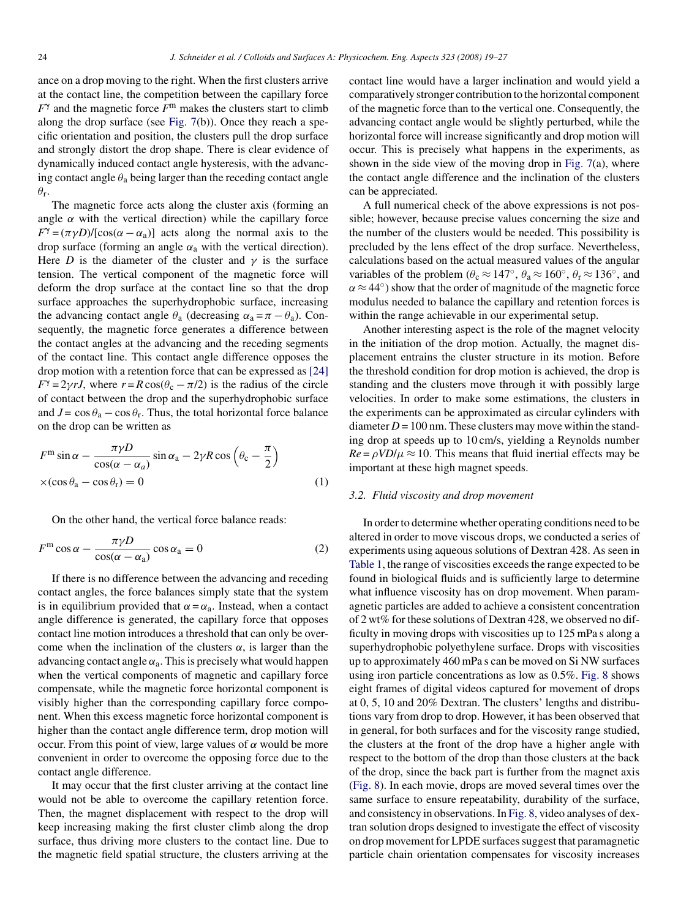ance on a drop moving to the right. When the first clusters arrive at the contact line, the competition between the capillary force $F^{\gamma}$ and the magnetic force $F^{m}$ makes the clusters start to climb along the drop surface (see Fig. 7(b)). Once they reach a specific orientation and position, the clusters pull the drop surface and strongly distort the drop shape. There is clear evidence of dynamically induced contact angle hysteresis, with the advancing contact angle $\theta_a$ being larger than the receding contact angle $\theta_r$.

The magnetic force acts along the cluster axis (forming an angle $\alpha$ with the vertical direction) while the capillary force $F^{\gamma} = (\pi\gamma D)/[\cos(\alpha - \alpha_a)]$ acts along the normal axis to the drop surface (forming an angle $\alpha_a$ with the vertical direction). Here $D$ is the diameter of the cluster and $\gamma$ is the surface tension. The vertical component of the magnetic force will deform the drop surface at the contact line so that the drop surface approaches the superhydrophobic surface, increasing the advancing contact angle $\theta_a$ (decreasing $\alpha_a = \pi - \theta_a$). Consequently, the magnetic force generates a difference between the contact angles at the advancing and the receding segments of the contact line. This contact angle difference opposes the drop motion with a retention force that can be expressed as [24] $F^{\gamma} = 2\gamma rJ$, where $r = R\cos(\theta_c - \pi/2)$ is the radius of the circle of contact between the drop and the superhydrophobic surface and $J = \cos\theta_a - \cos\theta_r$. Thus, the total horizontal force balance on the drop can be written as

$$F^{m}\sin\alpha - \frac{\pi\gamma D}{\cos(\alpha - \alpha_a)}\sin\alpha_a - 2\gamma R\cos\left(\theta_c - \frac{\pi}{2}\right) \times (\cos\theta_a - \cos\theta_r) = 0 \quad (1)$$

On the other hand, the vertical force balance reads:

$$F^{m}\cos\alpha - \frac{\pi\gamma D}{\cos(\alpha - \alpha_a)}\cos\alpha_a = 0 \quad (2)$$

If there is no difference between the advancing and receding contact angles, the force balances simply state that the system is in equilibrium provided that $\alpha = \alpha_a$. Instead, when a contact angle difference is generated, the capillary force that opposes contact line motion introduces a threshold that can only be overcome when the inclination of the clusters $\alpha$, is larger than the advancing contact angle $\alpha_a$. This is precisely what would happen when the vertical components of magnetic and capillary force compensate, while the magnetic force horizontal component is visibly higher than the corresponding capillary force component. When this excess magnetic force horizontal component is higher than the contact angle difference term, drop motion will occur. From this point of view, large values of $\alpha$ would be more convenient in order to overcome the opposing force due to the contact angle difference.

It may occur that the first cluster arriving at the contact line would not be able to overcome the capillary retention force. Then, the magnet displacement with respect to the drop will keep increasing making the first cluster climb along the drop surface, thus driving more clusters to the contact line. Due to the magnetic field spatial structure, the clusters arriving at the contact line would have a larger inclination and would yield a comparatively stronger contribution to the horizontal component of the magnetic force than to the vertical one. Consequently, the advancing contact angle would be slightly perturbed, while the horizontal force will increase significantly and drop motion will occur. This is precisely what happens in the experiments, as shown in the side view of the moving drop in Fig. 7(a), where the contact angle difference and the inclination of the clusters can be appreciated.

A full numerical check of the above expressions is not possible; however, because precise values concerning the size and the number of the clusters would be needed. This possibility is precluded by the lens effect of the drop surface. Nevertheless, calculations based on the actual measured values of the angular variables of the problem ($\theta_c \approx 147^{\circ}$, $\theta_a \approx 160^{\circ}$, $\theta_r \approx 136^{\circ}$, and $\alpha \approx 44^{\circ}$) show that the order of magnitude of the magnetic force modulus needed to balance the capillary and retention forces is within the range achievable in our experimental setup.

Another interesting aspect is the role of the magnet velocity in the initiation of the drop motion. Actually, the magnet displacement entrains the cluster structure in its motion. Before the threshold condition for drop motion is achieved, the drop is standing and the clusters move through it with possibly large velocities. In order to make some estimations, the clusters in the experiments can be approximated as circular cylinders with diameter $D = 100$ nm. These clusters may move within the standing drop at speeds up to 10 cm/s, yielding a Reynolds number $Re = \rho VD/\mu \approx 10$. This means that fluid inertial effects may be important at these high magnet speeds.

### 3.2. Fluid viscosity and drop movement

In order to determine whether operating conditions need to be altered in order to move viscous drops, we conducted a series of experiments using aqueous solutions of Dextran 428. As seen in Table 1, the range of viscosities exceeds the range expected to be found in biological fluids and is sufficiently large to determine what influence viscosity has on drop movement. When paramagnetic particles are added to achieve a consistent concentration of 2 wt% for these solutions of Dextran 428, we observed no difficulty in moving drops with viscosities up to 125 mPa s along a superhydrophobic polyethylene surface. Drops with viscosities up to approximately 460 mPa s can be moved on Si NW surfaces using iron particle concentrations as low as 0.5%. Fig. 8 shows eight frames of digital videos captured for movement of drops at 0, 5, 10 and 20% Dextran. The clusters' lengths and distributions vary from drop to drop. However, it has been observed that in general, for both surfaces and for the viscosity range studied, the clusters at the front of the drop have a higher angle with respect to the bottom of the drop than those clusters at the back of the drop, since the back part is further from the magnet axis (Fig. 8). In each movie, drops are moved several times over the same surface to ensure repeatability, durability of the surface, and consistency in observations. In Fig. 8, video analyses of dextran solution drops designed to investigate the effect of viscosity on drop movement for LPDE surfaces suggest that paramagnetic particle chain orientation compensates for viscosity increases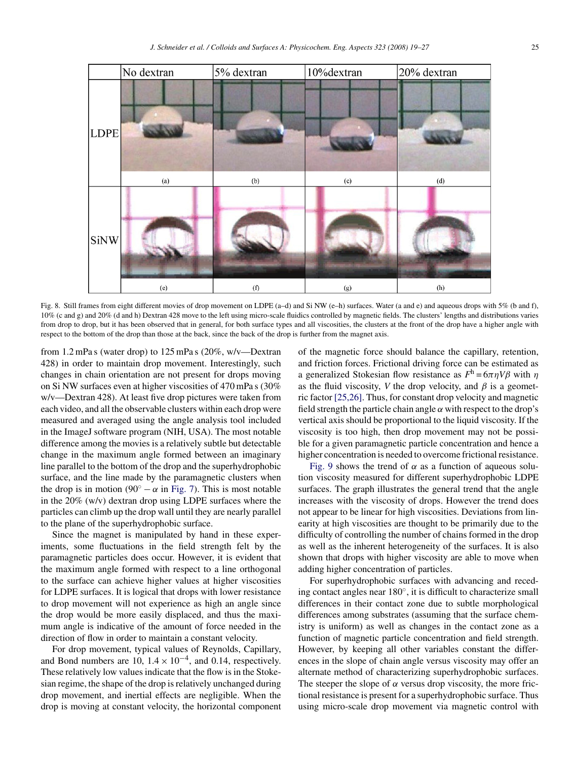Fig. 8. Still frames from eight different movies of drop movement on LDPE (a–d) and Si NW (e–h) surfaces. Water (a and e) and aqueous drops with 5% (b and f), 10% (c and g) and 20% (d and h) Dextran 428 move to the left using micro-scale fluidics controlled by magnetic fields. The clusters' lengths and distributions varies from drop to drop, but it has been observed that in general, for both surface types and all viscosities, the clusters at the front of the drop have a higher angle with respect to the bottom of the drop than those at the back, since the back of the drop is further from the magnet axis.

from 1.2 mPa s (water drop) to 125 mPa s (20%, w/v—Dextran 428) in order to maintain drop movement. Interestingly, such changes in chain orientation are not present for drops moving on Si NW surfaces even at higher viscosities of 470 mPa s (30% w/v—Dextran 428). At least five drop pictures were taken from each video, and all the observable clusters within each drop were measured and averaged using the angle analysis tool included in the ImageJ software program (NIH, USA). The most notable difference among the movies is a relatively subtle but detectable change in the maximum angle formed between an imaginary line parallel to the bottom of the drop and the superhydrophobic surface, and the line made by the paramagnetic clusters when the drop is in motion ($90^\circ - \alpha$ in Fig. 7). This is most notable in the 20% (w/v) dextran drop using LDPE surfaces where the particles can climb up the drop wall until they are nearly parallel to the plane of the superhydrophobic surface.

Since the magnet is manipulated by hand in these experiments, some fluctuations in the field strength felt by the paramagnetic particles does occur. However, it is evident that the maximum angle formed with respect to a line orthogonal to the surface can achieve higher values at higher viscosities for LDPE surfaces. It is logical that drops with lower resistance to drop movement will not experience as high an angle since the drop would be more easily displaced, and thus the maximum angle is indicative of the amount of force needed in the direction of flow in order to maintain a constant velocity.

For drop movement, typical values of Reynolds, Capillary, and Bond numbers are 10, $1.4 \times 10^{-4}$, and 0.14, respectively. These relatively low values indicate that the flow is in the Stokesian regime, the shape of the drop is relatively unchanged during drop movement, and inertial effects are negligible. When the drop is moving at constant velocity, the horizontal component of the magnetic force should balance the capillary, retention, and friction forces. Frictional driving force can be estimated as a generalized Stokesian flow resistance as $F^{\mathrm{h}} = 6\pi\eta V\beta$ with $\eta$ as the fluid viscosity, $V$ the drop velocity, and $\beta$ is a geometric factor [25,26]. Thus, for constant drop velocity and magnetic field strength the particle chain angle $\alpha$ with respect to the drop's vertical axis should be proportional to the liquid viscosity. If the viscosity is too high, then drop movement may not be possible for a given paramagnetic particle concentration and hence a higher concentration is needed to overcome frictional resistance.

Fig. 9 shows the trend of $\alpha$ as a function of aqueous solution viscosity measured for different superhydrophobic LDPE surfaces. The graph illustrates the general trend that the angle increases with the viscosity of drops. However the trend does not appear to be linear for high viscosities. Deviations from linearity at high viscosities are thought to be primarily due to the difficulty of controlling the number of chains formed in the drop as well as the inherent heterogeneity of the surfaces. It is also shown that drops with higher viscosity are able to move when adding higher concentration of particles.

For superhydrophobic surfaces with advancing and receding contact angles near 180°, it is difficult to characterize small differences in their contact zone due to subtle morphological differences among substrates (assuming that the surface chemistry is uniform) as well as changes in the contact zone as a function of magnetic particle concentration and field strength. However, by keeping all other variables constant the differences in the slope of chain angle versus viscosity may offer an alternate method of characterizing superhydrophobic surfaces. The steeper the slope of $\alpha$ versus drop viscosity, the more frictional resistance is present for a superhydrophobic surface. Thus using micro-scale drop movement via magnetic control with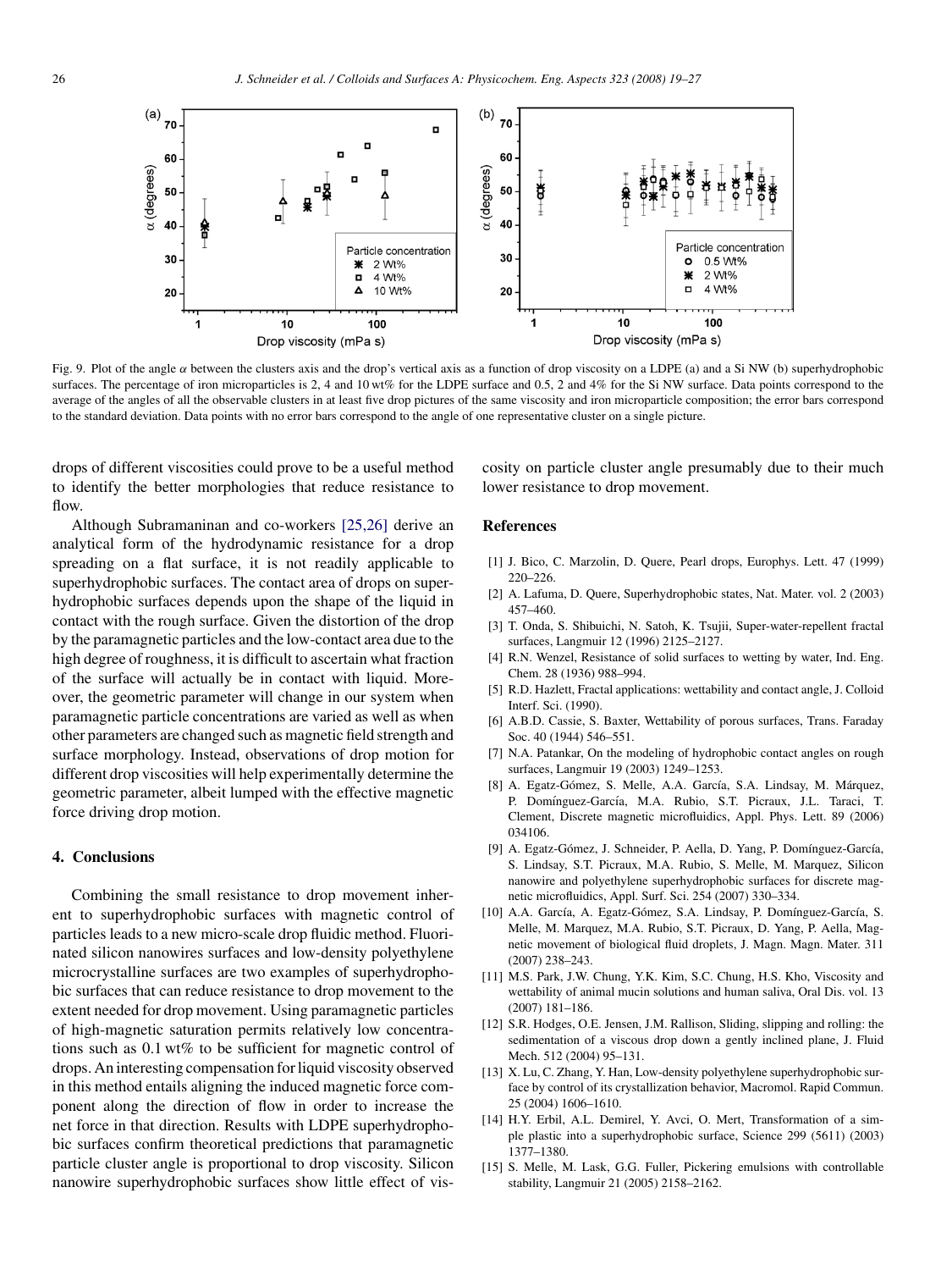(a)

70
60
50
40
30
20

α (degrees)

1
10
100

Drop viscosity (mPa s)

Particle concentration
2 Wt%
4 Wt%
10 Wt%

(b)

70
60
50
40
30
20

α (degrees)

1
10
100

Drop viscosity (mPa s)

Particle concentration
0.5 Wt%
2 Wt%
4 Wt%

Fig. 9. Plot of the angle $\alpha$ between the clusters axis and the drop's vertical axis as a function of drop viscosity on a LDPE (a) and a Si NW (b) superhydrophobic surfaces. The percentage of iron microparticles is 2, 4 and 10 wt% for the LDPE surface and 0.5, 2 and 4% for the Si NW surface. Data points correspond to the average of the angles of all the observable clusters in at least five drop pictures of the same viscosity and iron microparticle composition; the error bars correspond to the standard deviation. Data points with no error bars correspond to the angle of one representative cluster on a single picture.

drops of different viscosities could prove to be a useful method to identify the better morphologies that reduce resistance to flow.

Although Subramaninan and co-workers [25,26] derive an analytical form of the hydrodynamic resistance for a drop spreading on a flat surface, it is not readily applicable to superhydrophobic surfaces. The contact area of drops on superhydrophobic surfaces depends upon the shape of the liquid in contact with the rough surface. Given the distortion of the drop by the paramagnetic particles and the low-contact area due to the high degree of roughness, it is difficult to ascertain what fraction of the surface will actually be in contact with liquid. Moreover, the geometric parameter will change in our system when paramagnetic particle concentrations are varied as well as when other parameters are changed such as magnetic field strength and surface morphology. Instead, observations of drop motion for different drop viscosities will help experimentally determine the geometric parameter, albeit lumped with the effective magnetic force driving drop motion.

## 4. Conclusions

Combining the small resistance to drop movement inherent to superhydrophobic surfaces with magnetic control of particles leads to a new micro-scale drop fluidic method. Fluorinated silicon nanowires surfaces and low-density polyethylene microcrystalline surfaces are two examples of superhydrophobic surfaces that can reduce resistance to drop movement to the extent needed for drop movement. Using paramagnetic particles of high-magnetic saturation permits relatively low concentrations such as 0.1 wt% to be sufficient for magnetic control of drops. An interesting compensation for liquid viscosity observed in this method entails aligning the induced magnetic force component along the direction of flow in order to increase the net force in that direction. Results with LDPE superhydrophobic surfaces confirm theoretical predictions that paramagnetic particle cluster angle is proportional to drop viscosity. Silicon nanowire superhydrophobic surfaces show little effect of viscosity on particle cluster angle presumably due to their much lower resistance to drop movement.

## References

[1] J. Bico, C. Marzolin, D. Quere, Pearl drops, Europhys. Lett. 47 (1999) 220–226.

[2] A. Lafuma, D. Quere, Superhydrophobic states, Nat. Mater. vol. 2 (2003) 457–460.

[3] T. Onda, S. Shibuichi, N. Satoh, K. Tsujii, Super-water-repellent fractal surfaces, Langmuir 12 (1996) 2125–2127.

[4] R.N. Wenzel, Resistance of solid surfaces to wetting by water, Ind. Eng. Chem. 28 (1936) 988–994.

[5] R.D. Hazlett, Fractal applications: wettability and contact angle, J. Colloid Interf. Sci. (1990).

[6] A.B.D. Cassie, S. Baxter, Wettability of porous surfaces, Trans. Faraday Soc. 40 (1944) 546–551.

[7] N.A. Patankar, On the modeling of hydrophobic contact angles on rough surfaces, Langmuir 19 (2003) 1249–1253.

[8] A. Egatz-Gómez, S. Melle, A.A. García, S.A. Lindsay, M. Márquez, P. Domínguez-García, M.A. Rubio, S.T. Picraux, J.L. Taraci, T. Clement, Discrete magnetic microfluidics, Appl. Phys. Lett. 89 (2006) 034106.

[9] A. Egatz-Gómez, J. Schneider, P. Aella, D. Yang, P. Domínguez-García, S. Lindsay, S.T. Picraux, M.A. Rubio, S. Melle, M. Marquez, Silicon nanowire and polyethylene superhydrophobic surfaces for discrete magnetic microfluidics, Appl. Surf. Sci. 254 (2007) 330–334.

[10] A.A. García, A. Egatz-Gómez, S.A. Lindsay, P. Domínguez-García, S. Melle, M. Marquez, M.A. Rubio, S.T. Picraux, D. Yang, P. Aella, Magnetic movement of biological fluid droplets, J. Magn. Magn. Mater. 311 (2007) 238–243.

[11] M.S. Park, J.W. Chung, Y.K. Kim, S.C. Chung, H.S. Kho, Viscosity and wettability of animal mucin solutions and human saliva, Oral Dis. vol. 13 (2007) 181–186.

[12] S.R. Hodges, O.E. Jensen, J.M. Rallison, Sliding, slipping and rolling: the sedimentation of a viscous drop down a gently inclined plane, J. Fluid Mech. 512 (2004) 95–131.

[13] X. Lu, C. Zhang, Y. Han, Low-density polyethylene superhydrophobic surface by control of its crystallization behavior, Macromol. Rapid Commun. 25 (2004) 1606–1610.

[14] H.Y. Erbil, A.L. Demirel, Y. Avci, O. Mert, Transformation of a simple plastic into a superhydrophobic surface, Science 299 (5611) (2003) 1377–1380.

[15] S. Melle, M. Lask, G.G. Fuller, Pickering emulsions with controllable stability, Langmuir 21 (2005) 2158–2162.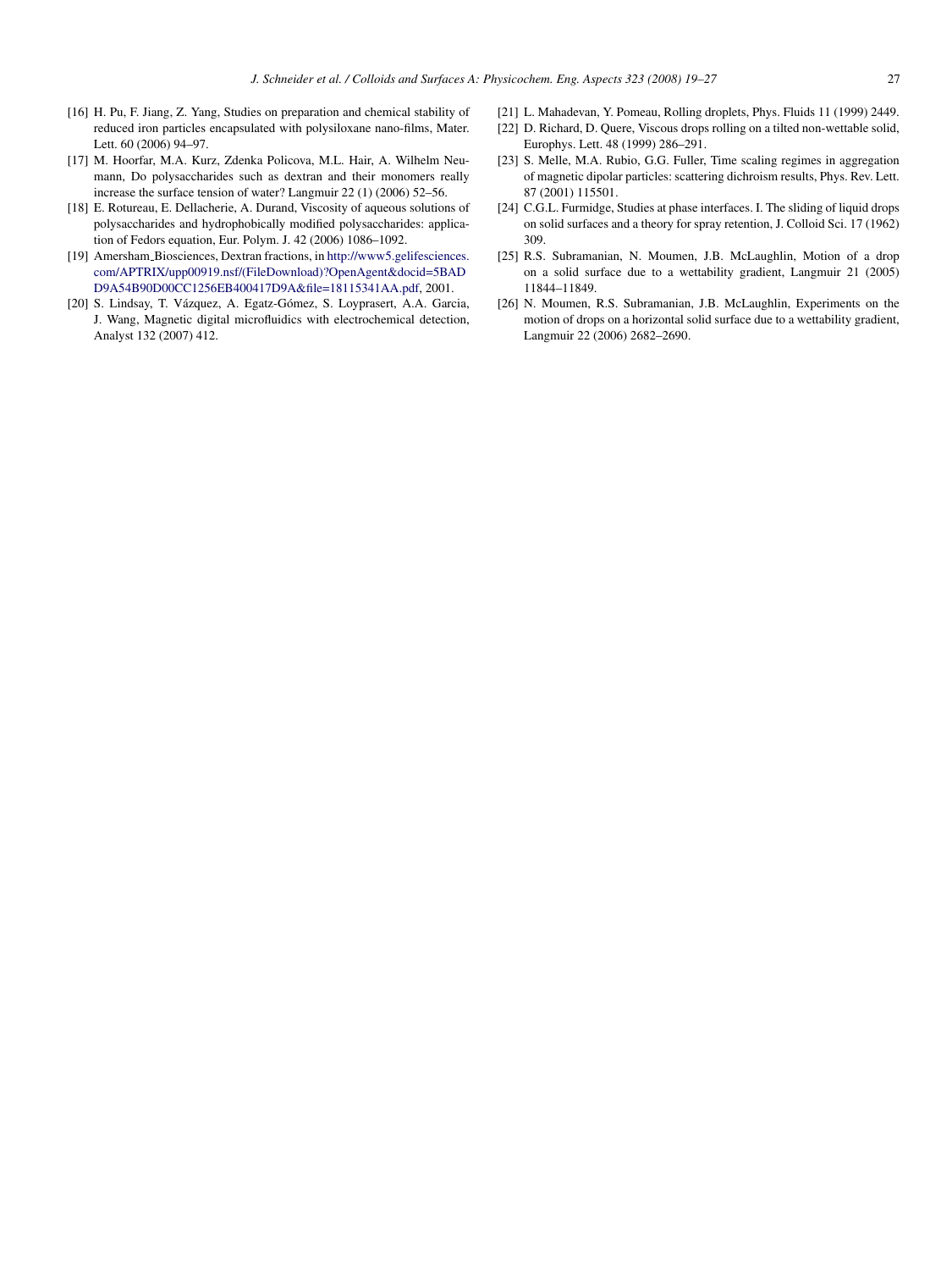[16] H. Pu, F. Jiang, Z. Yang, Studies on preparation and chemical stability of reduced iron particles encapsulated with polysiloxane nano-films, Mater. Lett. 60 (2006) 94–97.

[17] M. Hoorfar, M.A. Kurz, Zdenka Policova, M.L. Hair, A. Wilhelm Neumann, Do polysaccharides such as dextran and their monomers really increase the surface tension of water? Langmuir 22 (1) (2006) 52–56.

[18] E. Rotureau, E. Dellacherie, A. Durand, Viscosity of aqueous solutions of polysaccharides and hydrophobically modified polysaccharides: application of Fedors equation, Eur. Polym. J. 42 (2006) 1086–1092.

[19] Amersham_Biosciences, Dextran fractions, in http://www5.gelifesciences.com/APTRIX/upp00919.nsf/(FileDownload)?OpenAgent&docid=5BAD D9A54B90D00CC1256EB400417D9A&file=18115341AA.pdf, 2001.

[20] S. Lindsay, T. Vázquez, A. Egatz-Gómez, S. Loyprasert, A.A. Garcia, J. Wang, Magnetic digital microfluidics with electrochemical detection, Analyst 132 (2007) 412.

[21] L. Mahadevan, Y. Pomeau, Rolling droplets, Phys. Fluids 11 (1999) 2449.

[22] D. Richard, D. Quere, Viscous drops rolling on a tilted non-wettable solid, Europhys. Lett. 48 (1999) 286–291.

[23] S. Melle, M.A. Rubio, G.G. Fuller, Time scaling regimes in aggregation of magnetic dipolar particles: scattering dichroism results, Phys. Rev. Lett. 87 (2001) 115501.

[24] C.G.L. Furmidge, Studies at phase interfaces. I. The sliding of liquid drops on solid surfaces and a theory for spray retention, J. Colloid Sci. 17 (1962) 309.

[25] R.S. Subramanian, N. Moumen, J.B. McLaughlin, Motion of a drop on a solid surface due to a wettability gradient, Langmuir 21 (2005) 11844–11849.

[26] N. Moumen, R.S. Subramanian, J.B. McLaughlin, Experiments on the motion of drops on a horizontal solid surface due to a wettability gradient, Langmuir 22 (2006) 2682–2690.